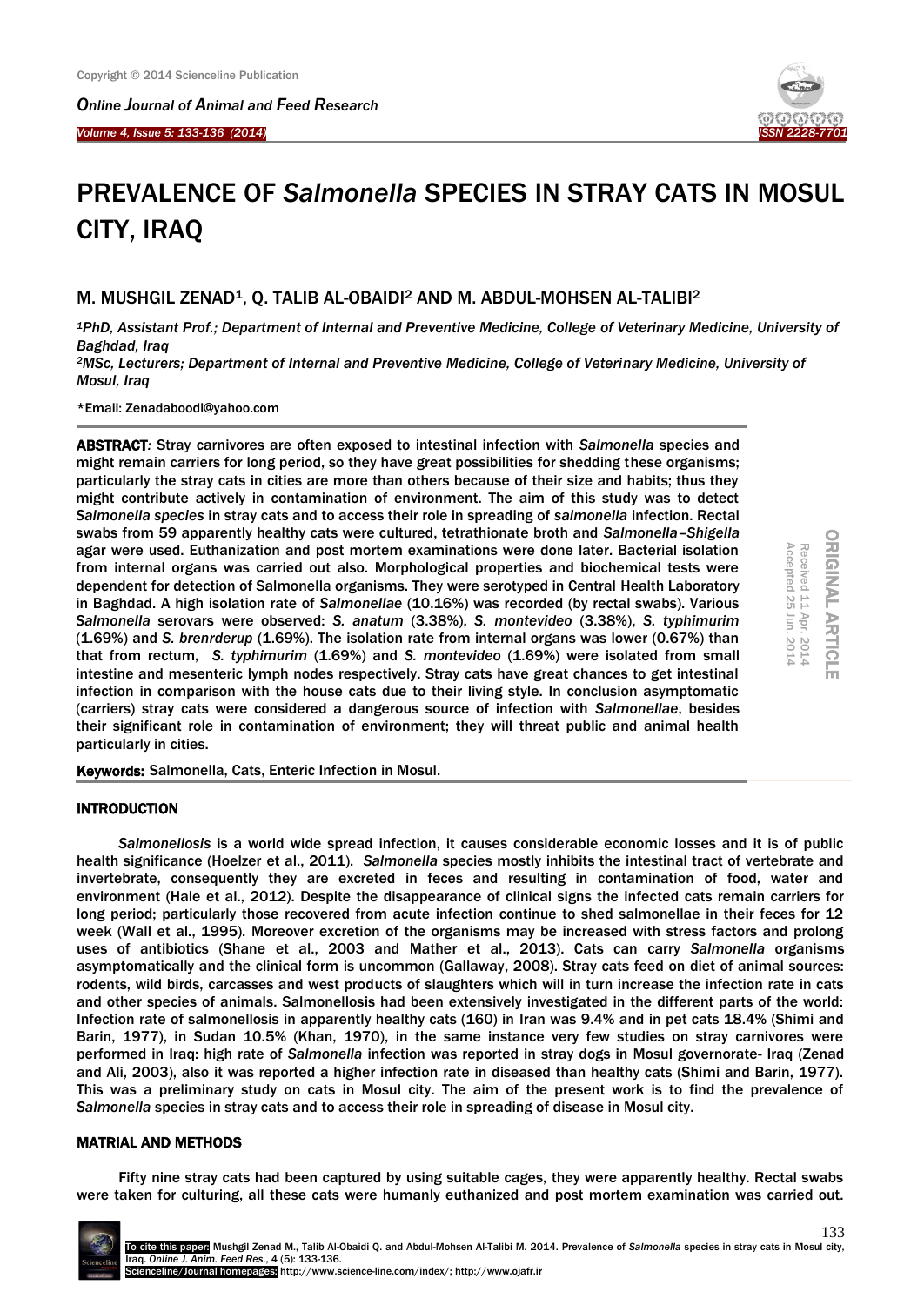# PREVALENCE OF *Salmonella* SPECIES IN STRAY CATS IN MOSUL CITY, IRAQ

M. MUSHGIL ZENAD[1], Q. TALIB AL-OBAIDI[2] AND M. ABDUL-MOHSEN AL-TALIBI[2]

*[1]PhD, Assistant Prof.; Department of Internal and Preventive Medicine, College of Veterinary Medicine, University of Baghdad, Iraq*
*[2]MSc, Lecturers; Department of Internal and Preventive Medicine, College of Veterinary Medicine, University of Mosul, Iraq*

*Email: Zenadaboodi@yahoo.com

ORIGINAL ARTICLE
Received 11 Apr. 2014
Accepted 25 Jun. 2014

**ABSTRACT:** Stray carnivores are often exposed to intestinal infection with *Salmonella* species and might remain carriers for long period, so they have great possibilities for shedding these organisms; particularly the stray cats in cities are more than others because of their size and habits; thus they might contribute actively in contamination of environment. The aim of this study was to detect *Salmonella species* in stray cats and to access their role in spreading of *salmonella* infection. Rectal swabs from 59 apparently healthy cats were cultured, tetrathionate broth and *Salmonella–Shigella* agar were used. Euthanization and post mortem examinations were done later. Bacterial isolation from internal organs was carried out also. Morphological properties and biochemical tests were dependent for detection of Salmonella organisms. They were serotyped in Central Health Laboratory in Baghdad. A high isolation rate of *Salmonellae* (10.16%) was recorded (by rectal swabs). Various *Salmonella* serovars were observed: *S. anatum* (3.38%), *S. montevideo* (3.38%), *S. typhimurim* (1.69%) and *S. brenrderup* (1.69%). The isolation rate from internal organs was lower (0.67%) than that from rectum, *S. typhimurim* (1.69%) and *S. montevideo* (1.69%) were isolated from small intestine and mesenteric lymph nodes respectively. Stray cats have great chances to get intestinal infection in comparison with the house cats due to their living style. In conclusion asymptomatic (carriers) stray cats were considered a dangerous source of infection with *Salmonellae*, besides their significant role in contamination of environment; they will threat public and animal health particularly in cities.

**Keywords:** Salmonella, Cats, Enteric Infection in Mosul.

## INTRODUCTION

*Salmonellosis* is a world wide spread infection, it causes considerable economic losses and it is of public health significance (Hoelzer et al., 2011). *Salmonella* species mostly inhibits the intestinal tract of vertebrate and invertebrate, consequently they are excreted in feces and resulting in contamination of food, water and environment (Hale et al., 2012). Despite the disappearance of clinical signs the infected cats remain carriers for long period; particularly those recovered from acute infection continue to shed salmonellae in their feces for 12 week (Wall et al., 1995). Moreover excretion of the organisms may be increased with stress factors and prolong uses of antibiotics (Shane et al., 2003 and Mather et al., 2013). Cats can carry *Salmonella* organisms asymptomatically and the clinical form is uncommon (Gallaway, 2008). Stray cats feed on diet of animal sources: rodents, wild birds, carcasses and west products of slaughters which will in turn increase the infection rate in cats and other species of animals. Salmonellosis had been extensively investigated in the different parts of the world: Infection rate of salmonellosis in apparently healthy cats (160) in Iran was 9.4% and in pet cats 18.4% (Shimi and Barin, 1977), in Sudan 10.5% (Khan, 1970), in the same instance very few studies on stray carnivores were performed in Iraq: high rate of *Salmonella* infection was reported in stray dogs in Mosul governorate- Iraq (Zenad and Ali, 2003), also it was reported a higher infection rate in diseased than healthy cats (Shimi and Barin, 1977). This was a preliminary study on cats in Mosul city. The aim of the present work is to find the prevalence of *Salmonella* species in stray cats and to access their role in spreading of disease in Mosul city.

## MATRIAL AND METHODS

Fifty nine stray cats had been captured by using suitable cages, they were apparently healthy. Rectal swabs were taken for culturing, all these cats were humanly euthanized and post mortem examination was carried out.

To cite this paper: Mushgil Zenad M., Talib Al-Obaidi Q. and Abdul-Mohsen Al-Talibi M. 2014. Prevalence of *Salmonella* species in stray cats in Mosul city, Iraq. *Online J. Anim. Feed Res.*, 4 (5): 133-136.
Scienceline/Journal homepages: http://www.science-line.com/index/; http://www.ojafr.ir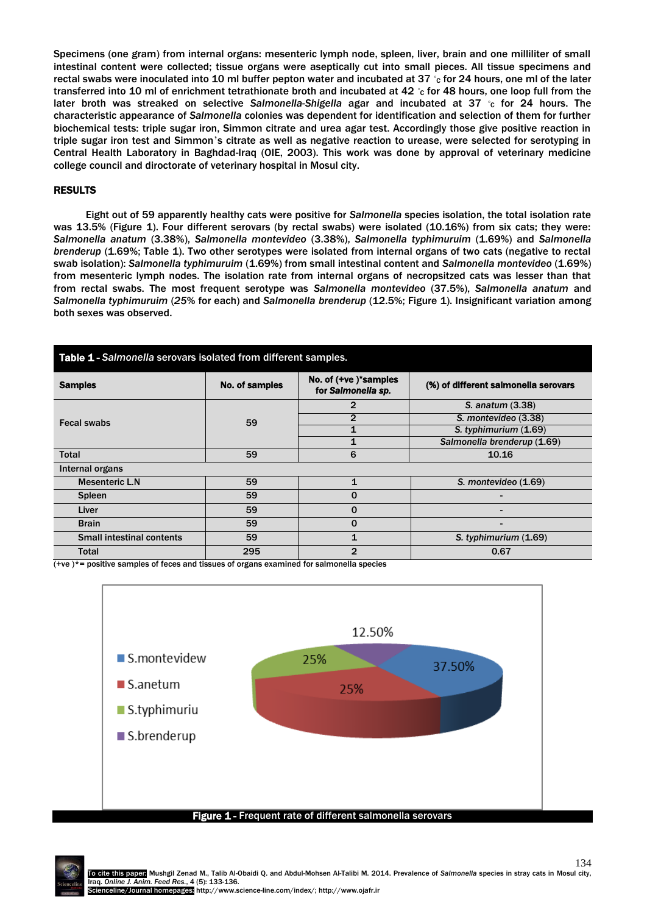Specimens (one gram) from internal organs: mesenteric lymph node, spleen, liver, brain and one milliliter of small intestinal content were collected; tissue organs were aseptically cut into small pieces. All tissue specimens and rectal swabs were inoculated into 10 ml buffer pepton water and incubated at 37 °c for 24 hours, one ml of the later transferred into 10 ml of enrichment tetrathionate broth and incubated at 42 °c for 48 hours, one loop full from the later broth was streaked on selective *Salmonella-Shigella* agar and incubated at 37 °c for 24 hours. The characteristic appearance of *Salmonella* colonies was dependent for identification and selection of them for further biochemical tests: triple sugar iron, Simmon citrate and urea agar test. Accordingly those give positive reaction in triple sugar iron test and Simmon's citrate as well as negative reaction to urease, were selected for serotyping in Central Health Laboratory in Baghdad-Iraq (OIE, 2003). This work was done by approval of veterinary medicine college council and directorate of veterinary hospital in Mosul city.

## RESULTS

Eight out of 59 apparently healthy cats were positive for *Salmonella* species isolation, the total isolation rate was 13.5% (Figure 1). Four different serovars (by rectal swabs) were isolated (10.16%) from six cats; they were: *Salmonella anatum* (3.38%), *Salmonella montevideo* (3.38%), *Salmonella typhimuruim* (1.69%) and *Salmonella brenderup* (1.69%; Table 1). Two other serotypes were isolated from internal organs of two cats (negative to rectal swab isolation): *Salmonella typhimuruim* (1.69%) from small intestinal content and *Salmonella montevideo* (1.69%) from mesenteric lymph nodes. The isolation rate from internal organs of necropsitzed cats was lesser than that from rectal swabs. The most frequent serotype was *Salmonella montevideo* (37.5%), *Salmonella anatum* and *Salmonella typhimuruim* (25% for each) and *Salmonella brenderup* (12.5%; Figure 1). Insignificant variation among both sexes was observed.

**Table 1 -** *Salmonella* serovars isolated from different samples.

| Samples | No. of samples | No. of (+ve )*samples for *Salmonella sp.* | (%) of different salmonella serovars |
|---|---|---|---|
| Fecal swabs | 59 | 2 | *S. anatum* (3.38) |
| | | 2 | *S. montevideo* (3.38) |
| | | 1 | *S. typhimurium* (1.69) |
| | | 1 | *Salmonella brenderup* (1.69) |
| Total | 59 | 6 | 10.16 |
| Internal organs | | | |
| Mesenteric L.N | 59 | 1 | *S. montevideo* (1.69) |
| Spleen | 59 | 0 | - |
| Liver | 59 | 0 | - |
| Brain | 59 | 0 | - |
| Small intestinal contents | 59 | 1 | *S. typhimurium* (1.69) |
| Total | 295 | 2 | 0.67 |

(+ve )*= positive samples of feces and tissues of organs examined for salmonella species

| Serovar | % |
|---|---|
| S.montevidew | 37.50% |
| S.anetum | 25% |
| S.typhimuriu | 25% |
| S.brenderup | 12.50% |

**Figure 1 -** Frequent rate of different salmonella serovars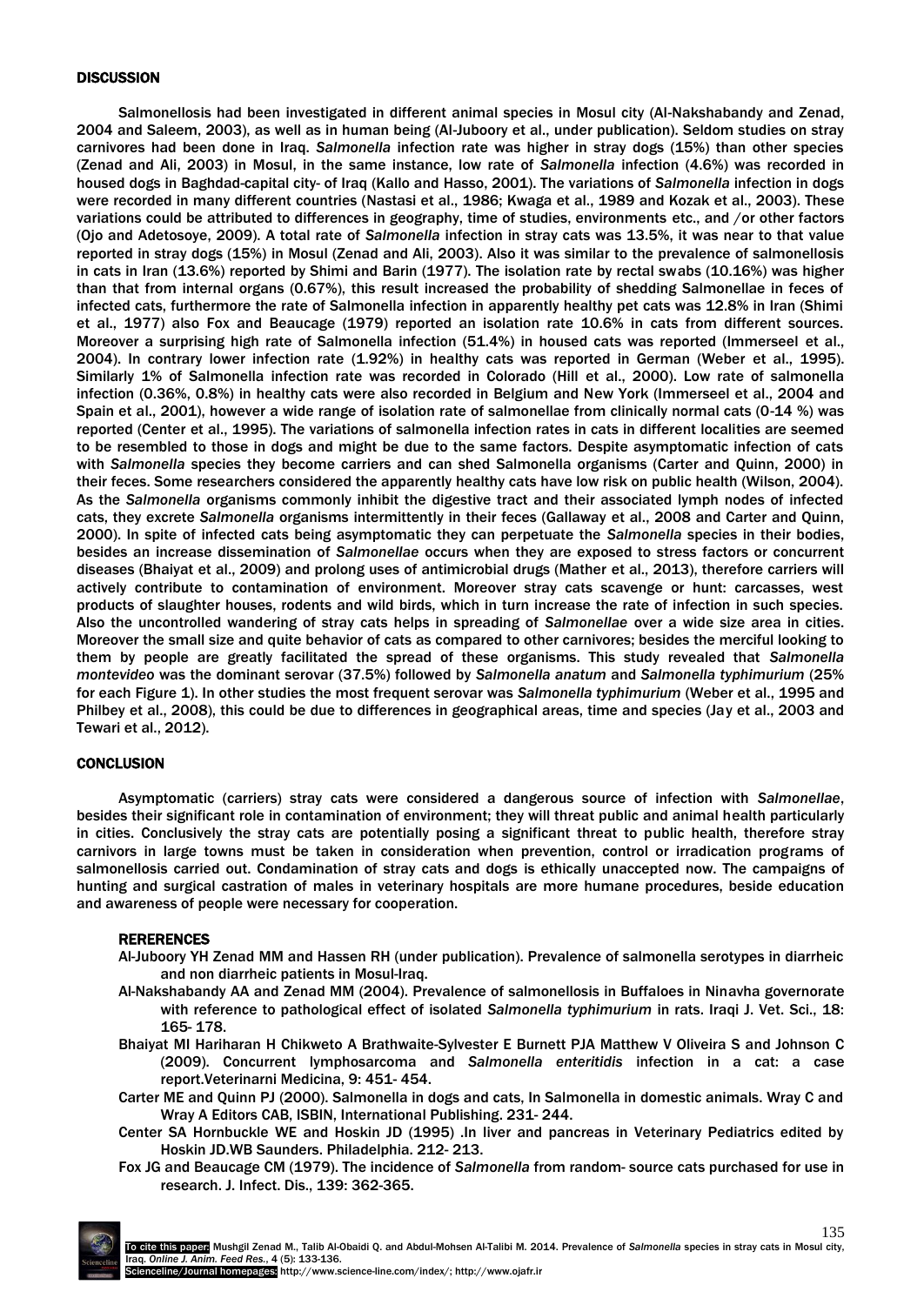## DISCUSSION

Salmonellosis had been investigated in different animal species in Mosul city (Al-Nakshabandy and Zenad, 2004 and Saleem, 2003), as well as in human being (Al-Juboory et al., under publication). Seldom studies on stray carnivores had been done in Iraq. *Salmonella* infection rate was higher in stray dogs (15%) than other species (Zenad and Ali, 2003) in Mosul, in the same instance, low rate of *Salmonella* infection (4.6%) was recorded in housed dogs in Baghdad-capital city- of Iraq (Kallo and Hasso, 2001). The variations of *Salmonella* infection in dogs were recorded in many different countries (Nastasi et al., 1986; Kwaga et al., 1989 and Kozak et al., 2003). These variations could be attributed to differences in geography, time of studies, environments etc., and /or other factors (Ojo and Adetosoye, 2009). A total rate of *Salmonella* infection in stray cats was 13.5%, it was near to that value reported in stray dogs (15%) in Mosul (Zenad and Ali, 2003). Also it was similar to the prevalence of salmonellosis in cats in Iran (13.6%) reported by Shimi and Barin (1977). The isolation rate by rectal swabs (10.16%) was higher than that from internal organs (0.67%), this result increased the probability of shedding Salmonellae in feces of infected cats, furthermore the rate of Salmonella infection in apparently healthy pet cats was 12.8% in Iran (Shimi et al., 1977) also Fox and Beaucage (1979) reported an isolation rate 10.6% in cats from different sources. Moreover a surprising high rate of Salmonella infection (51.4%) in housed cats was reported (Immerseel et al., 2004). In contrary lower infection rate (1.92%) in healthy cats was reported in German (Weber et al., 1995). Similarly 1% of Salmonella infection rate was recorded in Colorado (Hill et al., 2000). Low rate of salmonella infection (0.36%, 0.8%) in healthy cats were also recorded in Belgium and New York (Immerseel et al., 2004 and Spain et al., 2001), however a wide range of isolation rate of salmonellae from clinically normal cats (0-14 %) was reported (Center et al., 1995). The variations of salmonella infection rates in cats in different localities are seemed to be resembled to those in dogs and might be due to the same factors. Despite asymptomatic infection of cats with *Salmonella* species they become carriers and can shed Salmonella organisms (Carter and Quinn, 2000) in their feces. Some researchers considered the apparently healthy cats have low risk on public health (Wilson, 2004). As the *Salmonella* organisms commonly inhibit the digestive tract and their associated lymph nodes of infected cats, they excrete *Salmonella* organisms intermittently in their feces (Gallaway et al., 2008 and Carter and Quinn, 2000). In spite of infected cats being asymptomatic they can perpetuate the *Salmonella* species in their bodies, besides an increase dissemination of *Salmonellae* occurs when they are exposed to stress factors or concurrent diseases (Bhaiyat et al., 2009) and prolong uses of antimicrobial drugs (Mather et al., 2013), therefore carriers will actively contribute to contamination of environment. Moreover stray cats scavenge or hunt: carcasses, west products of slaughter houses, rodents and wild birds, which in turn increase the rate of infection in such species. Also the uncontrolled wandering of stray cats helps in spreading of *Salmonellae* over a wide size area in cities. Moreover the small size and quite behavior of cats as compared to other carnivores; besides the merciful looking to them by people are greatly facilitated the spread of these organisms. This study revealed that *Salmonella montevideo* was the dominant serovar (37.5%) followed by *Salmonella anatum* and *Salmonella typhimurium* (25% for each Figure 1). In other studies the most frequent serovar was *Salmonella typhimurium* (Weber et al., 1995 and Philbey et al., 2008), this could be due to differences in geographical areas, time and species (Jay et al., 2003 and Tewari et al., 2012).

## CONCLUSION

Asymptomatic (carriers) stray cats were considered a dangerous source of infection with *Salmonellae*, besides their significant role in contamination of environment; they will threat public and animal health particularly in cities. Conclusively the stray cats are potentially posing a significant threat to public health, therefore stray carnivors in large towns must be taken in consideration when prevention, control or irradication programs of salmonellosis carried out. Condamination of stray cats and dogs is ethically unaccepted now. The campaigns of hunting and surgical castration of males in veterinary hospitals are more humane procedures, beside education and awareness of people were necessary for cooperation.

### REREFENCES

Al-Juboory YH Zenad MM and Hassen RH (under publication). Prevalence of salmonella serotypes in diarrheic and non diarrheic patients in Mosul-Iraq.

Al-Nakshabandy AA and Zenad MM (2004). Prevalence of salmonellosis in Buffaloes in Ninavha governorate with reference to pathological effect of isolated *Salmonella typhimurium* in rats. Iraqi J. Vet. Sci., 18: 165- 178.

Bhaiyat MI Hariharan H Chikweto A Brathwaite-Sylvester E Burnett PJA Matthew V Oliveira S and Johnson C (2009). Concurrent lymphosarcoma and *Salmonella enteritidis* infection in a cat: a case report.Veterinarni Medicina, 9: 451- 454.

Carter ME and Quinn PJ (2000). Salmonella in dogs and cats, In Salmonella in domestic animals. Wray C and Wray A Editors CAB, ISBIN, International Publishing. 231- 244.

Center SA Hornbuckle WE and Hoskin JD (1995) .In liver and pancreas in Veterinary Pediatrics edited by Hoskin JD.WB Saunders. Philadelphia. 212- 213.

Fox JG and Beaucage CM (1979). The incidence of *Salmonella* from random- source cats purchased for use in research. J. Infect. Dis., 139: 362-365.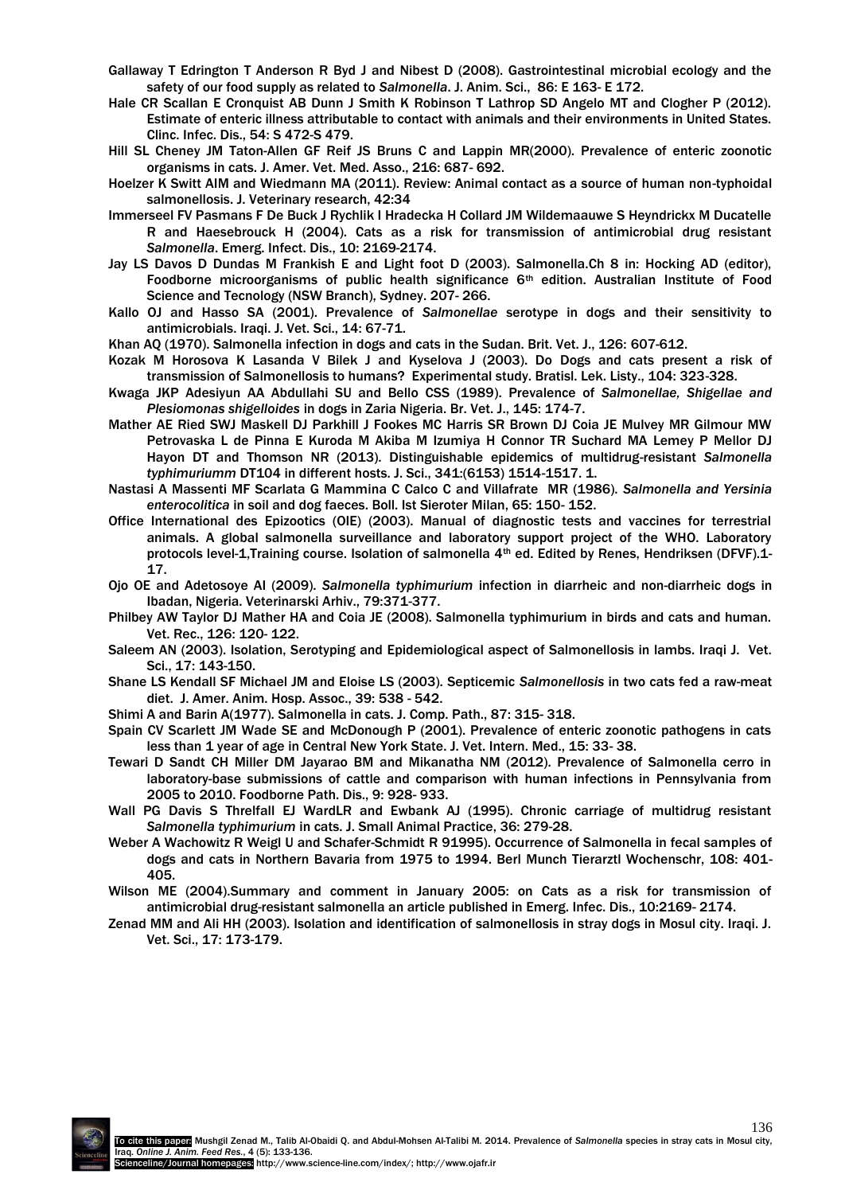Gallaway T Edrington T Anderson R Byd J and Nibest D (2008). Gastrointestinal microbial ecology and the safety of our food supply as related to *Salmonella*. J. Anim. Sci., 86: E 163- E 172.

Hale CR Scallan E Cronquist AB Dunn J Smith K Robinson T Lathrop SD Angelo MT and Clogher P (2012). Estimate of enteric illness attributable to contact with animals and their environments in United States. Clinc. Infec. Dis., 54: S 472-S 479.

Hill SL Cheney JM Taton-Allen GF Reif JS Bruns C and Lappin MR(2000). Prevalence of enteric zoonotic organisms in cats. J. Amer. Vet. Med. Asso., 216: 687- 692.

Hoelzer K Switt AIM and Wiedmann MA (2011). Review: Animal contact as a source of human non-typhoidal salmonellosis. J. Veterinary research, 42:34

Immerseel FV Pasmans F De Buck J Rychlik I Hradecka H Collard JM Wildemaauwe S Heyndrickx M Ducatelle R and Haesebrouck H (2004). Cats as a risk for transmission of antimicrobial drug resistant *Salmonella*. Emerg. Infect. Dis., 10: 2169-2174.

Jay LS Davos D Dundas M Frankish E and Light foot D (2003). Salmonella.Ch 8 in: Hocking AD (editor), Foodborne microorganisms of public health significance 6th edition. Australian Institute of Food Science and Tecnology (NSW Branch), Sydney. 207- 266.

Kallo OJ and Hasso SA (2001). Prevalence of *Salmonellae* serotype in dogs and their sensitivity to antimicrobials. Iraqi. J. Vet. Sci., 14: 67-71.

Khan AQ (1970). Salmonella infection in dogs and cats in the Sudan. Brit. Vet. J., 126: 607-612.

Kozak M Horosova K Lasanda V Bilek J and Kyselova J (2003). Do Dogs and cats present a risk of transmission of Salmonellosis to humans? Experimental study. Bratisl. Lek. Listy., 104: 323-328.

Kwaga JKP Adesiyun AA Abdullahi SU and Bello CSS (1989). Prevalence of *Salmonellae, Shigellae and Plesiomonas shigelloides* in dogs in Zaria Nigeria. Br. Vet. J., 145: 174-7.

Mather AE Ried SWJ Maskell DJ Parkhill J Fookes MC Harris SR Brown DJ Coia JE Mulvey MR Gilmour MW Petrovaska L de Pinna E Kuroda M Akiba M Izumiya H Connor TR Suchard MA Lemey P Mellor DJ Hayon DT and Thomson NR (2013). Distinguishable epidemics of multidrug-resistant *Salmonella typhimuriumm* DT104 in different hosts. J. Sci., 341:(6153) 1514-1517. 1.

Nastasi A Massenti MF Scarlata G Mammina C Calco C and Villafrate MR (1986). *Salmonella and Yersinia enterocolitica* in soil and dog faeces. Boll. Ist Sieroter Milan, 65: 150- 152.

Office International des Epizootics (OIE) (2003). Manual of diagnostic tests and vaccines for terrestrial animals. A global salmonella surveillance and laboratory support project of the WHO. Laboratory protocols level-1,Training course. Isolation of salmonella 4th ed. Edited by Renes, Hendriksen (DFVF).1-17.

Ojo OE and Adetosoye AI (2009). *Salmonella typhimurium* infection in diarrheic and non-diarrheic dogs in Ibadan, Nigeria. Veterinarski Arhiv., 79:371-377.

Philbey AW Taylor DJ Mather HA and Coia JE (2008). Salmonella typhimurium in birds and cats and human. Vet. Rec., 126: 120- 122.

Saleem AN (2003). Isolation, Serotyping and Epidemiological aspect of Salmonellosis in lambs. Iraqi J. Vet. Sci., 17: 143-150.

Shane LS Kendall SF Michael JM and Eloise LS (2003). Septicemic *Salmonellosis* in two cats fed a raw-meat diet. J. Amer. Anim. Hosp. Assoc., 39: 538 - 542.

Shimi A and Barin A(1977). Salmonella in cats. J. Comp. Path., 87: 315- 318.

Spain CV Scarlett JM Wade SE and McDonough P (2001). Prevalence of enteric zoonotic pathogens in cats less than 1 year of age in Central New York State. J. Vet. Intern. Med., 15: 33- 38.

Tewari D Sandt CH Miller DM Jayarao BM and Mikanatha NM (2012). Prevalence of Salmonella cerro in laboratory-base submissions of cattle and comparison with human infections in Pennsylvania from 2005 to 2010. Foodborne Path. Dis., 9: 928- 933.

Wall PG Davis S Threlfall EJ WardLR and Ewbank AJ (1995). Chronic carriage of multidrug resistant *Salmonella typhimurium* in cats. J. Small Animal Practice, 36: 279-28.

Weber A Wachowitz R Weigl U and Schafer-Schmidt R 91995). Occurrence of Salmonella in fecal samples of dogs and cats in Northern Bavaria from 1975 to 1994. Berl Munch Tierarztl Wochenschr, 108: 401-405.

Wilson ME (2004).Summary and comment in January 2005: on Cats as a risk for transmission of antimicrobial drug-resistant salmonella an article published in Emerg. Infec. Dis., 10:2169- 2174.

Zenad MM and Ali HH (2003). Isolation and identification of salmonellosis in stray dogs in Mosul city. Iraqi. J. Vet. Sci., 17: 173-179.